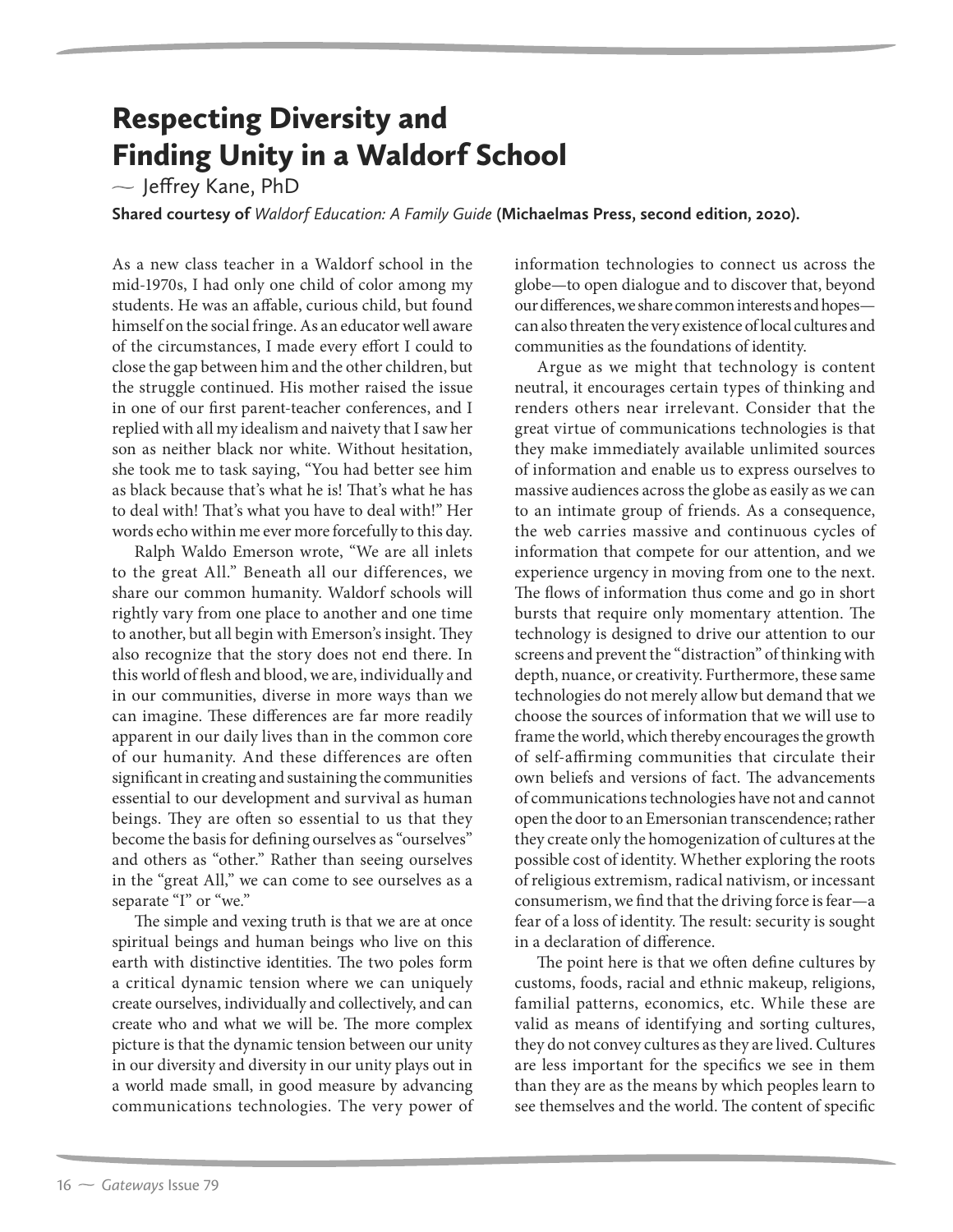# Respecting Diversity and Finding Unity in a Waldorf School

— Jeffrey Kane, PhD

**Shared courtesy of *Waldorf Education: A Family Guide* (Michaelmas Press, second edition, 2020).**

As a new class teacher in a Waldorf school in the mid-1970s, I had only one child of color among my students. He was an affable, curious child, but found himself on the social fringe. As an educator well aware of the circumstances, I made every effort I could to close the gap between him and the other children, but the struggle continued. His mother raised the issue in one of our first parent-teacher conferences, and I replied with all my idealism and naivety that I saw her son as neither black nor white. Without hesitation, she took me to task saying, "You had better see him as black because that's what he is! That's what he has to deal with! That's what you have to deal with!" Her words echo within me ever more forcefully to this day.

Ralph Waldo Emerson wrote, "We are all inlets to the great All." Beneath all our differences, we share our common humanity. Waldorf schools will rightly vary from one place to another and one time to another, but all begin with Emerson's insight. They also recognize that the story does not end there. In this world of flesh and blood, we are, individually and in our communities, diverse in more ways than we can imagine. These differences are far more readily apparent in our daily lives than in the common core of our humanity. And these differences are often significant in creating and sustaining the communities essential to our development and survival as human beings. They are often so essential to us that they become the basis for defining ourselves as "ourselves" and others as "other." Rather than seeing ourselves in the "great All," we can come to see ourselves as a separate "I" or "we."

The simple and vexing truth is that we are at once spiritual beings and human beings who live on this earth with distinctive identities. The two poles form a critical dynamic tension where we can uniquely create ourselves, individually and collectively, and can create who and what we will be. The more complex picture is that the dynamic tension between our unity in our diversity and diversity in our unity plays out in a world made small, in good measure by advancing communications technologies. The very power of information technologies to connect us across the globe—to open dialogue and to discover that, beyond our differences, we share common interests and hopes—can also threaten the very existence of local cultures and communities as the foundations of identity.

Argue as we might that technology is content neutral, it encourages certain types of thinking and renders others near irrelevant. Consider that the great virtue of communications technologies is that they make immediately available unlimited sources of information and enable us to express ourselves to massive audiences across the globe as easily as we can to an intimate group of friends. As a consequence, the web carries massive and continuous cycles of information that compete for our attention, and we experience urgency in moving from one to the next. The flows of information thus come and go in short bursts that require only momentary attention. The technology is designed to drive our attention to our screens and prevent the "distraction" of thinking with depth, nuance, or creativity. Furthermore, these same technologies do not merely allow but demand that we choose the sources of information that we will use to frame the world, which thereby encourages the growth of self-affirming communities that circulate their own beliefs and versions of fact. The advancements of communications technologies have not and cannot open the door to an Emersonian transcendence; rather they create only the homogenization of cultures at the possible cost of identity. Whether exploring the roots of religious extremism, radical nativism, or incessant consumerism, we find that the driving force is fear—a fear of a loss of identity. The result: security is sought in a declaration of difference.

The point here is that we often define cultures by customs, foods, racial and ethnic makeup, religions, familial patterns, economics, etc. While these are valid as means of identifying and sorting cultures, they do not convey cultures as they are lived. Cultures are less important for the specifics we see in them than they are as the means by which peoples learn to see themselves and the world. The content of specific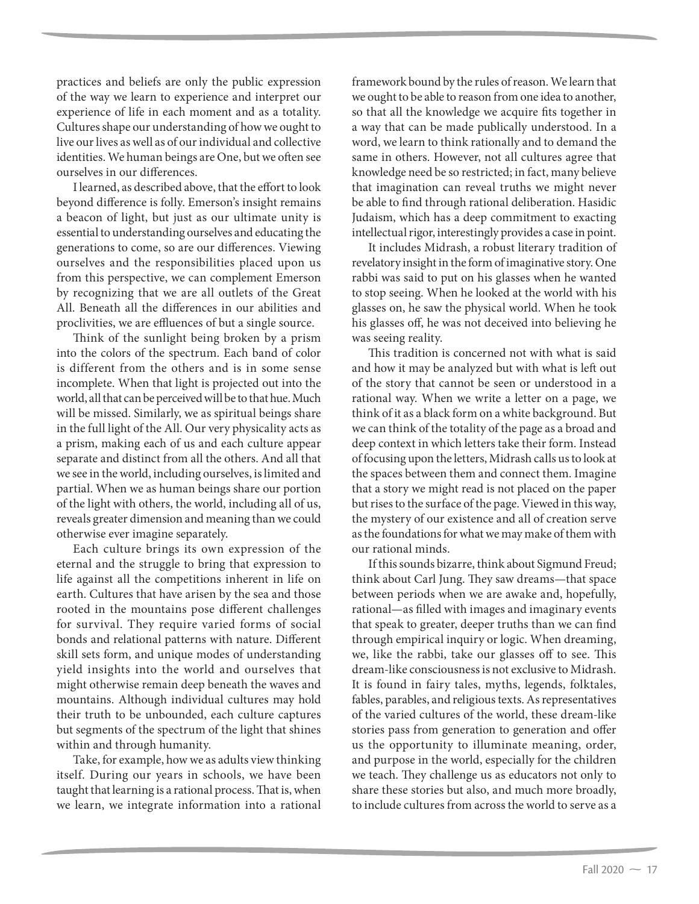practices and beliefs are only the public expression of the way we learn to experience and interpret our experience of life in each moment and as a totality. Cultures shape our understanding of how we ought to live our lives as well as of our individual and collective identities. We human beings are One, but we often see ourselves in our differences.

I learned, as described above, that the effort to look beyond difference is folly. Emerson's insight remains a beacon of light, but just as our ultimate unity is essential to understanding ourselves and educating the generations to come, so are our differences. Viewing ourselves and the responsibilities placed upon us from this perspective, we can complement Emerson by recognizing that we are all outlets of the Great All. Beneath all the differences in our abilities and proclivities, we are effluences of but a single source.

Think of the sunlight being broken by a prism into the colors of the spectrum. Each band of color is different from the others and is in some sense incomplete. When that light is projected out into the world, all that can be perceived will be to that hue. Much will be missed. Similarly, we as spiritual beings share in the full light of the All. Our very physicality acts as a prism, making each of us and each culture appear separate and distinct from all the others. And all that we see in the world, including ourselves, is limited and partial. When we as human beings share our portion of the light with others, the world, including all of us, reveals greater dimension and meaning than we could otherwise ever imagine separately.

Each culture brings its own expression of the eternal and the struggle to bring that expression to life against all the competitions inherent in life on earth. Cultures that have arisen by the sea and those rooted in the mountains pose different challenges for survival. They require varied forms of social bonds and relational patterns with nature. Different skill sets form, and unique modes of understanding yield insights into the world and ourselves that might otherwise remain deep beneath the waves and mountains. Although individual cultures may hold their truth to be unbounded, each culture captures but segments of the spectrum of the light that shines within and through humanity.

Take, for example, how we as adults view thinking itself. During our years in schools, we have been taught that learning is a rational process. That is, when we learn, we integrate information into a rational framework bound by the rules of reason. We learn that we ought to be able to reason from one idea to another, so that all the knowledge we acquire fits together in a way that can be made publically understood. In a word, we learn to think rationally and to demand the same in others. However, not all cultures agree that knowledge need be so restricted; in fact, many believe that imagination can reveal truths we might never be able to find through rational deliberation. Hasidic Judaism, which has a deep commitment to exacting intellectual rigor, interestingly provides a case in point.

It includes Midrash, a robust literary tradition of revelatory insight in the form of imaginative story. One rabbi was said to put on his glasses when he wanted to stop seeing. When he looked at the world with his glasses on, he saw the physical world. When he took his glasses off, he was not deceived into believing he was seeing reality.

This tradition is concerned not with what is said and how it may be analyzed but with what is left out of the story that cannot be seen or understood in a rational way. When we write a letter on a page, we think of it as a black form on a white background. But we can think of the totality of the page as a broad and deep context in which letters take their form. Instead of focusing upon the letters, Midrash calls us to look at the spaces between them and connect them. Imagine that a story we might read is not placed on the paper but rises to the surface of the page. Viewed in this way, the mystery of our existence and all of creation serve as the foundations for what we may make of them with our rational minds.

If this sounds bizarre, think about Sigmund Freud; think about Carl Jung. They saw dreams—that space between periods when we are awake and, hopefully, rational—as filled with images and imaginary events that speak to greater, deeper truths than we can find through empirical inquiry or logic. When dreaming, we, like the rabbi, take our glasses off to see. This dream-like consciousness is not exclusive to Midrash. It is found in fairy tales, myths, legends, folktales, fables, parables, and religious texts. As representatives of the varied cultures of the world, these dream-like stories pass from generation to generation and offer us the opportunity to illuminate meaning, order, and purpose in the world, especially for the children we teach. They challenge us as educators not only to share these stories but also, and much more broadly, to include cultures from across the world to serve as a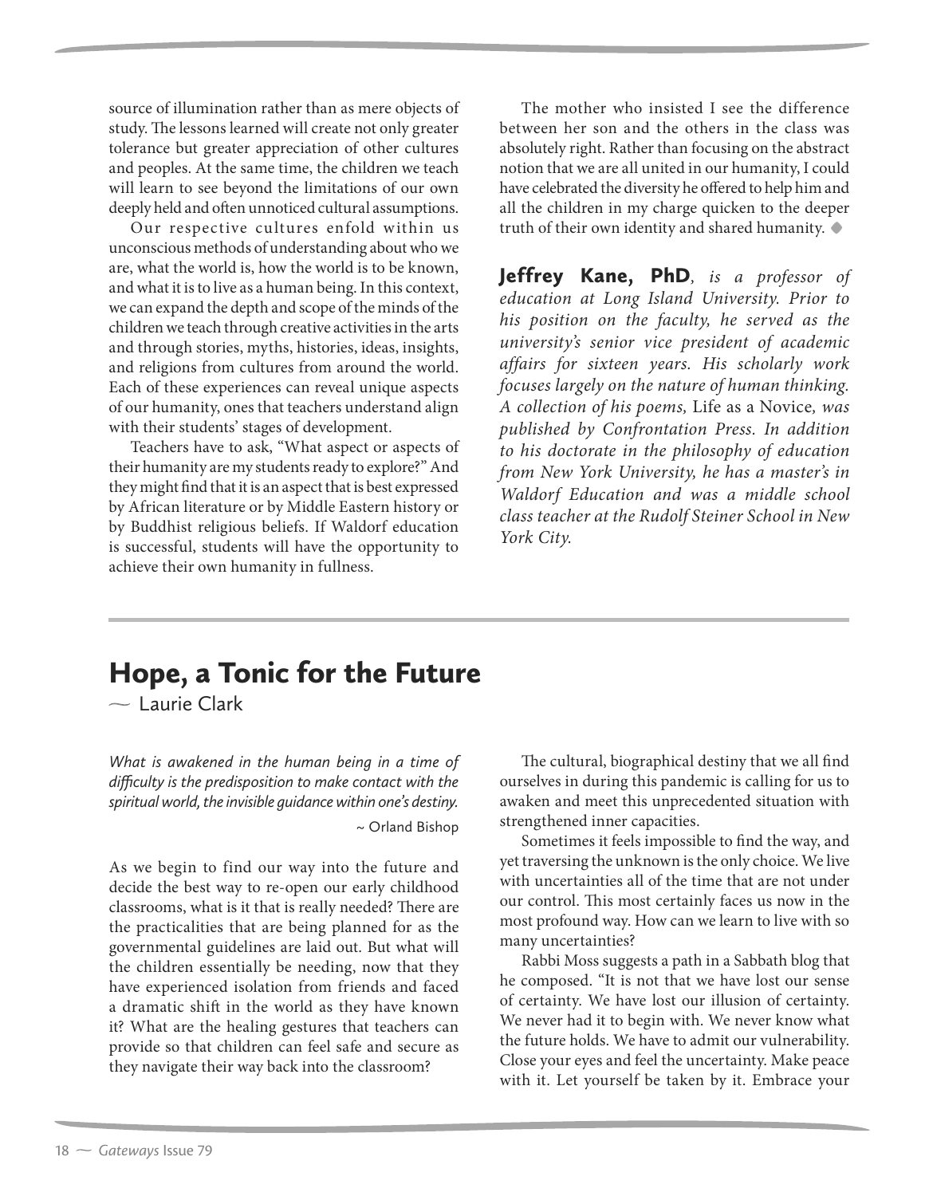source of illumination rather than as mere objects of study. The lessons learned will create not only greater tolerance but greater appreciation of other cultures and peoples. At the same time, the children we teach will learn to see beyond the limitations of our own deeply held and often unnoticed cultural assumptions.

Our respective cultures enfold within us unconscious methods of understanding about who we are, what the world is, how the world is to be known, and what it is to live as a human being. In this context, we can expand the depth and scope of the minds of the children we teach through creative activities in the arts and through stories, myths, histories, ideas, insights, and religions from cultures from around the world. Each of these experiences can reveal unique aspects of our humanity, ones that teachers understand align with their students' stages of development.

Teachers have to ask, "What aspect or aspects of their humanity are my students ready to explore?" And they might find that it is an aspect that is best expressed by African literature or by Middle Eastern history or by Buddhist religious beliefs. If Waldorf education is successful, students will have the opportunity to achieve their own humanity in fullness.

The mother who insisted I see the difference between her son and the others in the class was absolutely right. Rather than focusing on the abstract notion that we are all united in our humanity, I could have celebrated the diversity he offered to help him and all the children in my charge quicken to the deeper truth of their own identity and shared humanity. ◆

**Jeffrey Kane, PhD**, *is a professor of education at Long Island University. Prior to his position on the faculty, he served as the university's senior vice president of academic affairs for sixteen years. His scholarly work focuses largely on the nature of human thinking. A collection of his poems,* Life as a Novice, *was published by Confrontation Press. In addition to his doctorate in the philosophy of education from New York University, he has a master's in Waldorf Education and was a middle school class teacher at the Rudolf Steiner School in New York City.*

# Hope, a Tonic for the Future

— Laurie Clark

*What is awakened in the human being in a time of difficulty is the predisposition to make contact with the spiritual world, the invisible guidance within one's destiny.*

~ Orland Bishop

As we begin to find our way into the future and decide the best way to re-open our early childhood classrooms, what is it that is really needed? There are the practicalities that are being planned for as the governmental guidelines are laid out. But what will the children essentially be needing, now that they have experienced isolation from friends and faced a dramatic shift in the world as they have known it? What are the healing gestures that teachers can provide so that children can feel safe and secure as they navigate their way back into the classroom?

The cultural, biographical destiny that we all find ourselves in during this pandemic is calling for us to awaken and meet this unprecedented situation with strengthened inner capacities.

Sometimes it feels impossible to find the way, and yet traversing the unknown is the only choice. We live with uncertainties all of the time that are not under our control. This most certainly faces us now in the most profound way. How can we learn to live with so many uncertainties?

Rabbi Moss suggests a path in a Sabbath blog that he composed. "It is not that we have lost our sense of certainty. We have lost our illusion of certainty. We never had it to begin with. We never know what the future holds. We have to admit our vulnerability. Close your eyes and feel the uncertainty. Make peace with it. Let yourself be taken by it. Embrace your